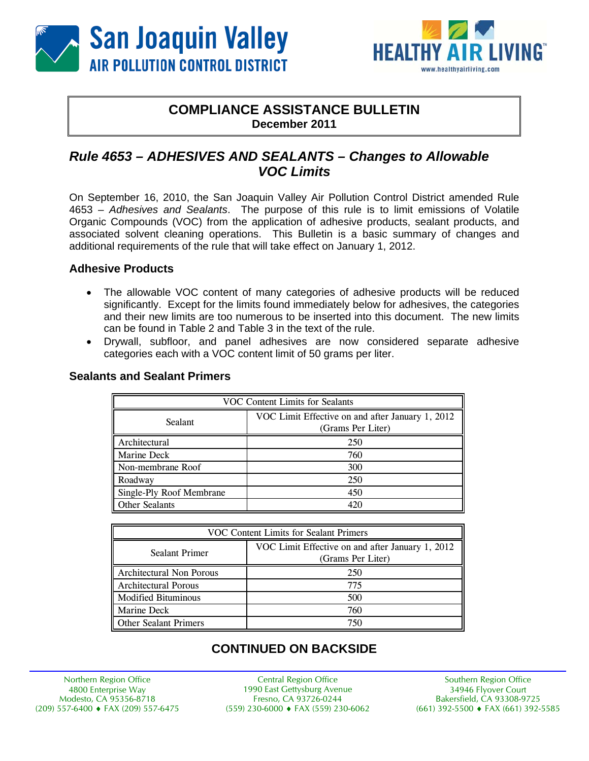San Joaquin Valley
AIR POLLUTION CONTROL DISTRICT

HEALTHY AIR LIVING™
www.healthyairliving.com

## COMPLIANCE ASSISTANCE BULLETIN
**December 2011**

# *Rule 4653 – ADHESIVES AND SEALANTS – Changes to Allowable VOC Limits*

On September 16, 2010, the San Joaquin Valley Air Pollution Control District amended Rule 4653 – *Adhesives and Sealants*. The purpose of this rule is to limit emissions of Volatile Organic Compounds (VOC) from the application of adhesive products, sealant products, and associated solvent cleaning operations. This Bulletin is a basic summary of changes and additional requirements of the rule that will take effect on January 1, 2012.

### Adhesive Products

- The allowable VOC content of many categories of adhesive products will be reduced significantly. Except for the limits found immediately below for adhesives, the categories and their new limits are too numerous to be inserted into this document. The new limits can be found in Table 2 and Table 3 in the text of the rule.
- Drywall, subfloor, and panel adhesives are now considered separate adhesive categories each with a VOC content limit of 50 grams per liter.

### Sealants and Sealant Primers

| VOC Content Limits for Sealants | |
|---|---|
| Sealant | VOC Limit Effective on and after January 1, 2012 (Grams Per Liter) |
| Architectural | 250 |
| Marine Deck | 760 |
| Non-membrane Roof | 300 |
| Roadway | 250 |
| Single-Ply Roof Membrane | 450 |
| Other Sealants | 420 |

| VOC Content Limits for Sealant Primers | |
|---|---|
| Sealant Primer | VOC Limit Effective on and after January 1, 2012 (Grams Per Liter) |
| Architectural Non Porous | 250 |
| Architectural Porous | 775 |
| Modified Bituminous | 500 |
| Marine Deck | 760 |
| Other Sealant Primers | 750 |

## CONTINUED ON BACKSIDE

Northern Region Office
4800 Enterprise Way
Modesto, CA 95356-8718
(209) 557-6400 ♦ FAX (209) 557-6475

Central Region Office
1990 East Gettysburg Avenue
Fresno, CA 93726-0244
(559) 230-6000 ♦ FAX (559) 230-6062

Southern Region Office
34946 Flyover Court
Bakersfield, CA 93308-9725
(661) 392-5500 ♦ FAX (661) 392-5585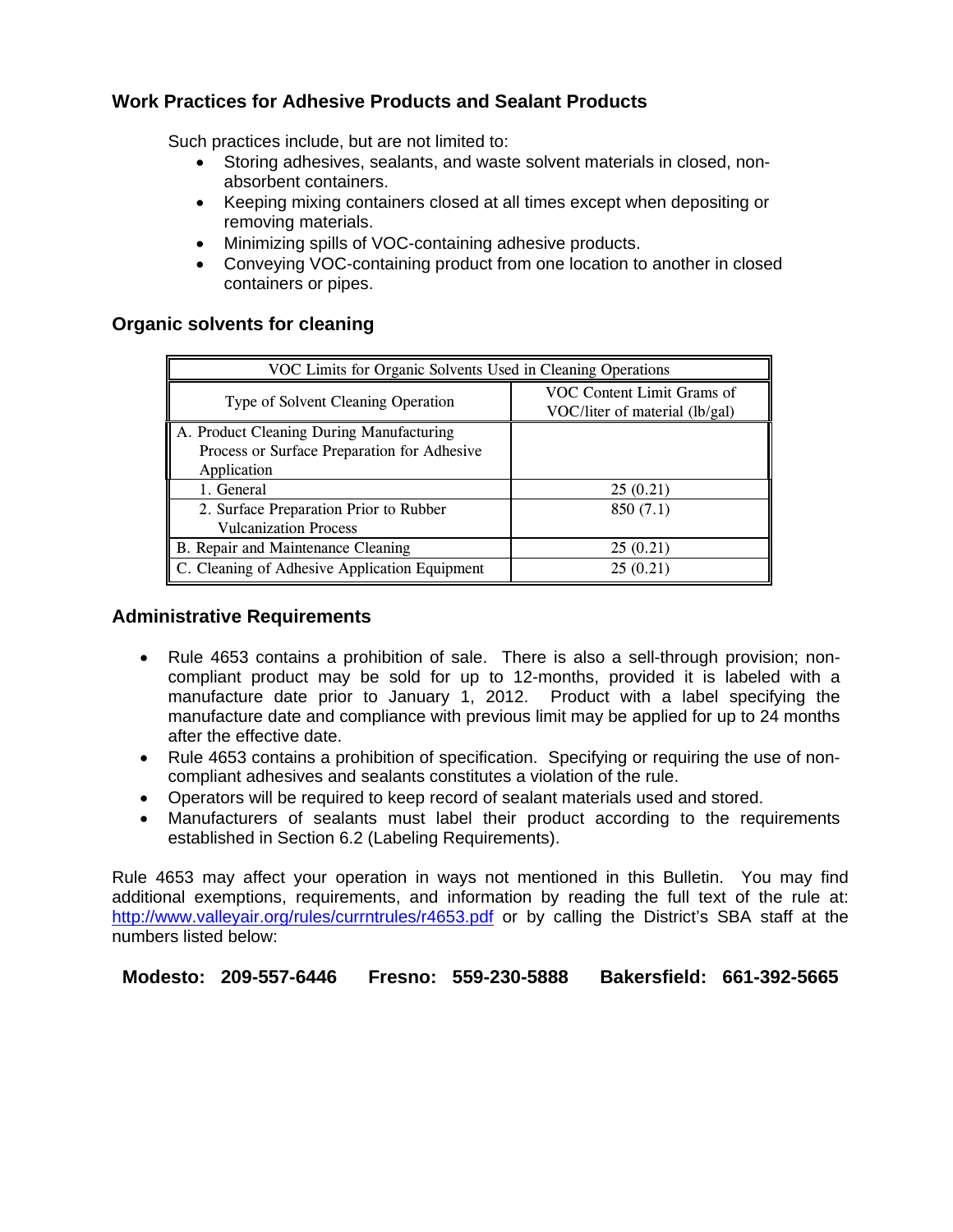## Work Practices for Adhesive Products and Sealant Products

Such practices include, but are not limited to:

- Storing adhesives, sealants, and waste solvent materials in closed, non-absorbent containers.
- Keeping mixing containers closed at all times except when depositing or removing materials.
- Minimizing spills of VOC-containing adhesive products.
- Conveying VOC-containing product from one location to another in closed containers or pipes.

## Organic solvents for cleaning

| VOC Limits for Organic Solvents Used in Cleaning Operations | |
|---|---|
| Type of Solvent Cleaning Operation | VOC Content Limit Grams of VOC/liter of material (lb/gal) |
| A. Product Cleaning During Manufacturing Process or Surface Preparation for Adhesive Application | |
| 1. General | 25 (0.21) |
| 2. Surface Preparation Prior to Rubber Vulcanization Process | 850 (7.1) |
| B. Repair and Maintenance Cleaning | 25 (0.21) |
| C. Cleaning of Adhesive Application Equipment | 25 (0.21) |

## Administrative Requirements

- Rule 4653 contains a prohibition of sale. There is also a sell-through provision; non-compliant product may be sold for up to 12-months, provided it is labeled with a manufacture date prior to January 1, 2012. Product with a label specifying the manufacture date and compliance with previous limit may be applied for up to 24 months after the effective date.
- Rule 4653 contains a prohibition of specification. Specifying or requiring the use of non-compliant adhesives and sealants constitutes a violation of the rule.
- Operators will be required to keep record of sealant materials used and stored.
- Manufacturers of sealants must label their product according to the requirements established in Section 6.2 (Labeling Requirements).

Rule 4653 may affect your operation in ways not mentioned in this Bulletin. You may find additional exemptions, requirements, and information by reading the full text of the rule at: http://www.valleyair.org/rules/currntrules/r4653.pdf or by calling the District's SBA staff at the numbers listed below:

**Modesto: 209-557-6446 Fresno: 559-230-5888 Bakersfield: 661-392-5665**